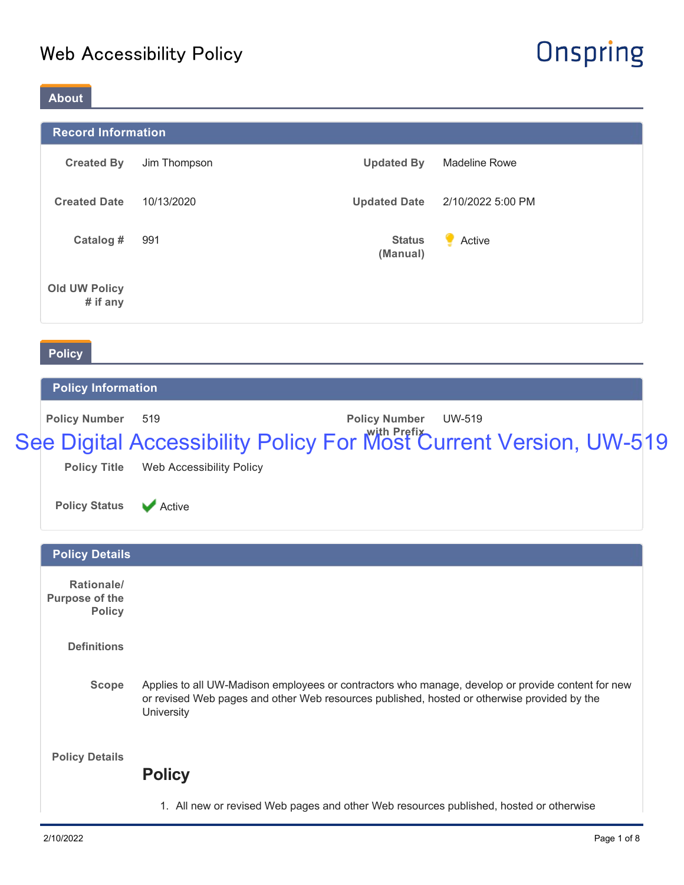# Web Accessibility Policy

Onspring

## About

### Record Information

| | | | |
|---|---|---|---|
| **Created By** | Jim Thompson | **Updated By** | Madeline Rowe |
| **Created Date** | 10/13/2020 | **Updated Date** | 2/10/2022 5:00 PM |
| **Catalog #** | 991 | **Status (Manual)** | Active |
| **Old UW Policy # if any** | | | |

## Policy

### Policy Information

| | | | |
|---|---|---|---|
| **Policy Number** | 519 | **Policy Number with Prefix** | UW-519 |

See Digital Accessibility Policy For Most Current Version, UW-519

| | |
|---|---|
| **Policy Title** | Web Accessibility Policy |
| **Policy Status** | Active |

### Policy Details

**Rationale/ Purpose of the Policy**

**Definitions**

**Scope**

Applies to all UW-Madison employees or contractors who manage, develop or provide content for new or revised Web pages and other Web resources published, hosted or otherwise provided by the University

**Policy Details**

## Policy

1. All new or revised Web pages and other Web resources published, hosted or otherwise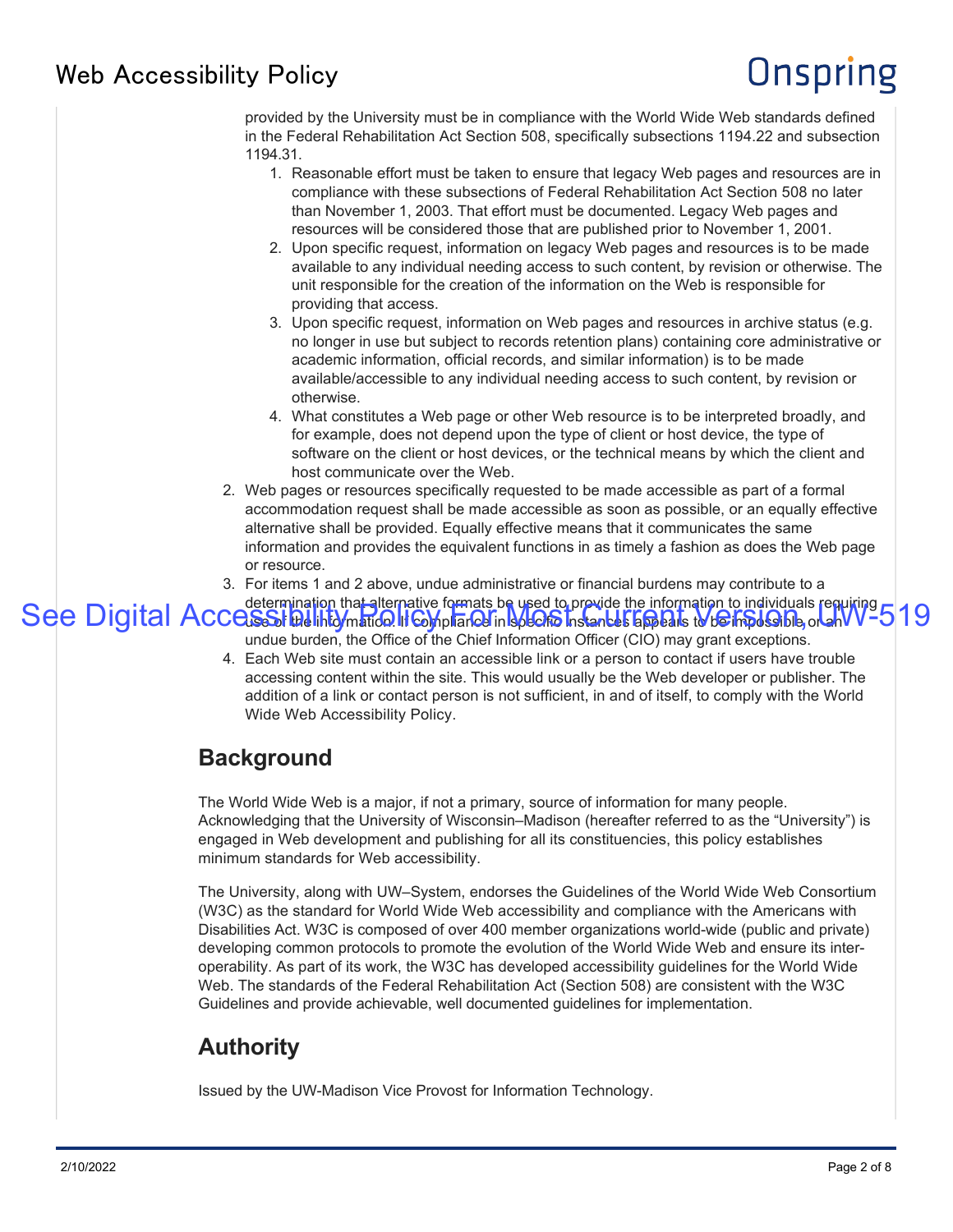provided by the University must be in compliance with the World Wide Web standards defined in the Federal Rehabilitation Act Section 508, specifically subsections 1194.22 and subsection 1194.31.

   1. Reasonable effort must be taken to ensure that legacy Web pages and resources are in compliance with these subsections of Federal Rehabilitation Act Section 508 no later than November 1, 2003. That effort must be documented. Legacy Web pages and resources will be considered those that are published prior to November 1, 2001.
   2. Upon specific request, information on legacy Web pages and resources is to be made available to any individual needing access to such content, by revision or otherwise. The unit responsible for the creation of the information on the Web is responsible for providing that access.
   3. Upon specific request, information on Web pages and resources in archive status (e.g. no longer in use but subject to records retention plans) containing core administrative or academic information, official records, and similar information) is to be made available/accessible to any individual needing access to such content, by revision or otherwise.
   4. What constitutes a Web page or other Web resource is to be interpreted broadly, and for example, does not depend upon the type of client or host device, the type of software on the client or host devices, or the technical means by which the client and host communicate over the Web.

2. Web pages or resources specifically requested to be made accessible as part of a formal accommodation request shall be made accessible as soon as possible, or an equally effective alternative shall be provided. Equally effective means that it communicates the same information and provides the equivalent functions in as timely a fashion as does the Web page or resource.
3. For items 1 and 2 above, undue administrative or financial burdens may contribute to a determination that alternative formats be used to provide the information to individuals requiring use of the information. If compliance in specific instances appears to be impossible, or an undue burden, the Office of the Chief Information Officer (CIO) may grant exceptions.
4. Each Web site must contain an accessible link or a person to contact if users have trouble accessing content within the site. This would usually be the Web developer or publisher. The addition of a link or contact person is not sufficient, in and of itself, to comply with the World Wide Web Accessibility Policy.

See Digital Accessibility Policy For Most Current Version, UW-519

## Background

The World Wide Web is a major, if not a primary, source of information for many people. Acknowledging that the University of Wisconsin–Madison (hereafter referred to as the "University") is engaged in Web development and publishing for all its constituencies, this policy establishes minimum standards for Web accessibility.

The University, along with UW–System, endorses the Guidelines of the World Wide Web Consortium (W3C) as the standard for World Wide Web accessibility and compliance with the Americans with Disabilities Act. W3C is composed of over 400 member organizations world-wide (public and private) developing common protocols to promote the evolution of the World Wide Web and ensure its inter-operability. As part of its work, the W3C has developed accessibility guidelines for the World Wide Web. The standards of the Federal Rehabilitation Act (Section 508) are consistent with the W3C Guidelines and provide achievable, well documented guidelines for implementation.

## Authority

Issued by the UW-Madison Vice Provost for Information Technology.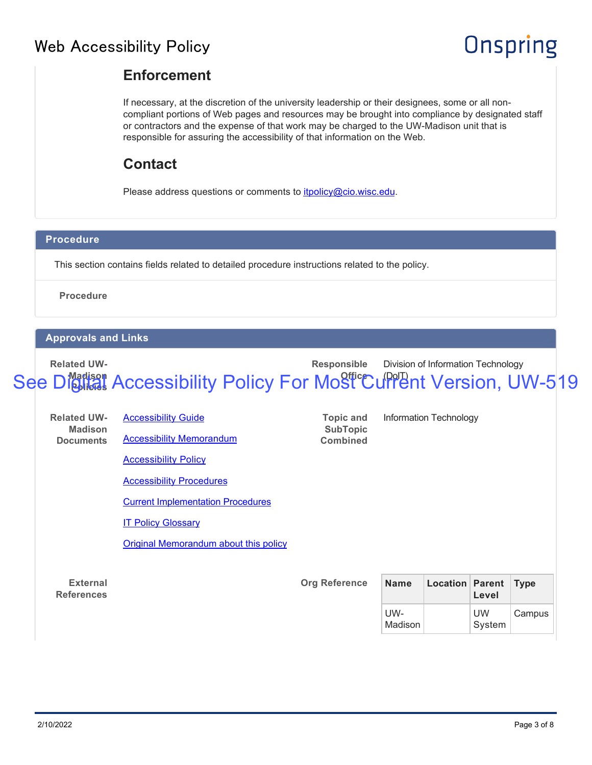## Enforcement

If necessary, at the discretion of the university leadership or their designees, some or all non-compliant portions of Web pages and resources may be brought into compliance by designated staff or contractors and the expense of that work may be charged to the UW-Madison unit that is responsible for assuring the accessibility of that information on the Web.

## Contact

Please address questions or comments to itpolicy@cio.wisc.edu.

### Procedure

This section contains fields related to detailed procedure instructions related to the policy.

**Procedure**

### Approvals and Links

See Digital Accessibility Policy For Most Current Version, UW-519

**Related UW-Madison Policies**

**Responsible Office:** Division of Information Technology (DoIT)

**Related UW-Madison Documents**

- Accessibility Guide
- Accessibility Memorandum
- Accessibility Policy
- Accessibility Procedures
- Current Implementation Procedures
- IT Policy Glossary
- Original Memorandum about this policy

**Topic and SubTopic Combined:** Information Technology

**External References**

**Org Reference**

| Name | Location | Parent Level | Type |
| --- | --- | --- | --- |
| UW-Madison | | UW System | Campus |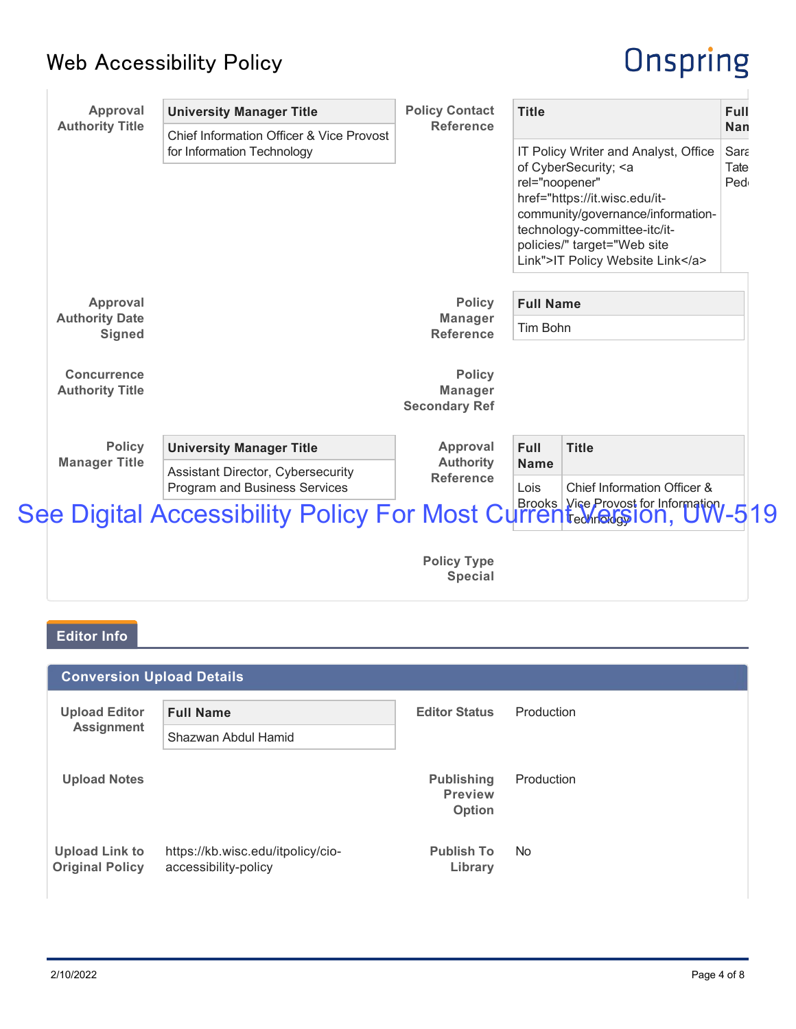**Approval Authority Title**

| University Manager Title |
| --- |
| Chief Information Officer & Vice Provost for Information Technology |

**Policy Contact Reference**

| Title | Full Nan |
| --- | --- |
| IT Policy Writer and Analyst, Office of CyberSecurity; <a rel="noopener" href="https://it.wisc.edu/it-community/governance/information-technology-committee-itc/it-policies/" target="Web site Link">IT Policy Website Link</a> | Sara Tate Ped |

**Approval Authority Date Signed**

**Policy Manager Reference**

| Full Name |
| --- |
| Tim Bohn |

**Concurrence Authority Title**

**Policy Manager Secondary Ref**

**Policy Manager Title**

| University Manager Title |
| --- |
| Assistant Director, Cybersecurity Program and Business Services |

**Approval Authority Reference**

| Full Name | Title |
| --- | --- |
| Lois Brooks | Chief Information Officer & Vice Provost for Information Technology |

See Digital Accessibility Policy For Most Current Version, UW-519

**Policy Type Special**

## Editor Info

### Conversion Upload Details

**Upload Editor Assignment**

| Full Name |
| --- |
| Shazwan Abdul Hamid |

**Editor Status** Production

**Upload Notes**

**Publishing Preview Option** Production

**Upload Link to Original Policy** https://kb.wisc.edu/itpolicy/cio-accessibility-policy

**Publish To Library** No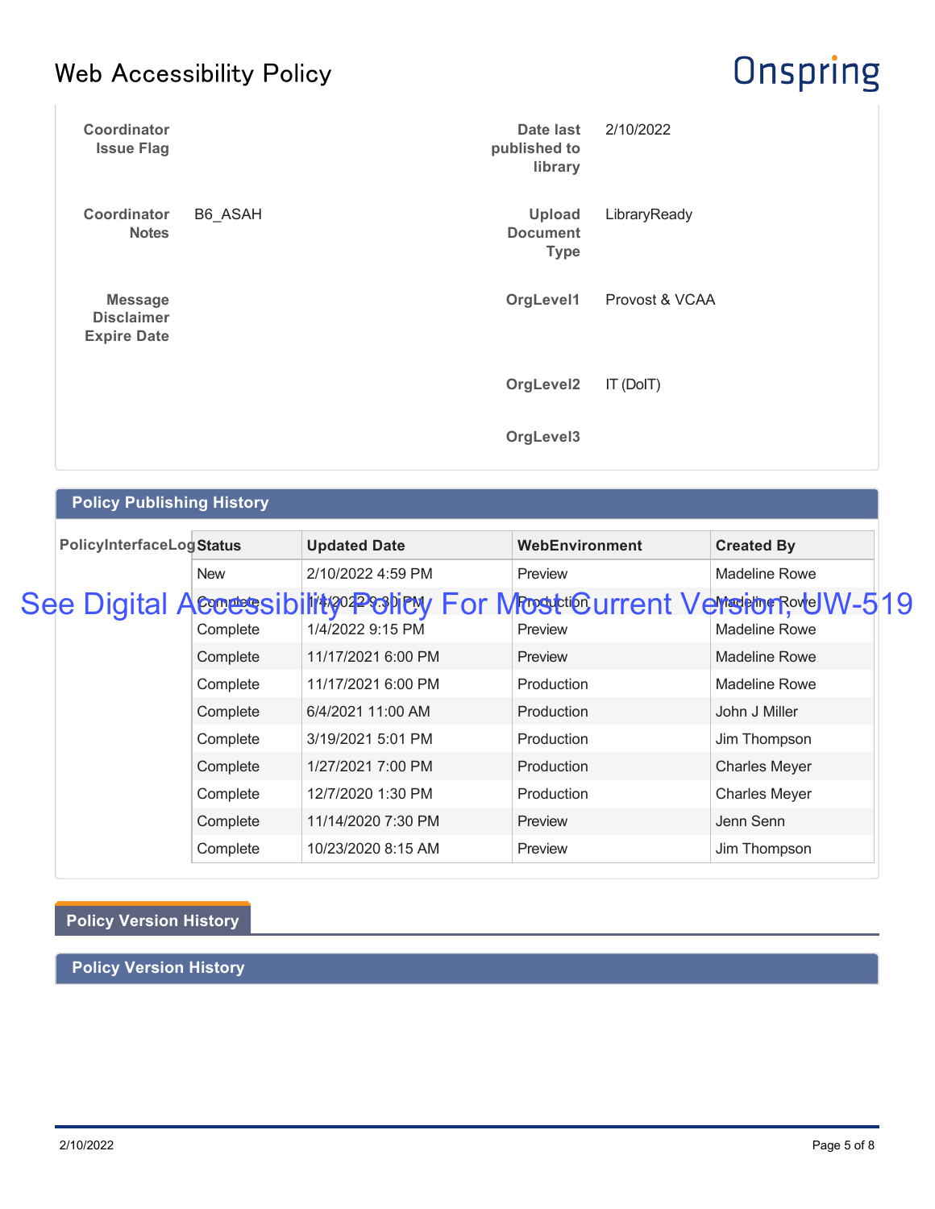| Coordinator Issue Flag | | Date last published to library | 2/10/2022 |
|---|---|---|---|
| Coordinator Notes | B6_ASAH | Upload Document Type | LibraryReady |
| Message Disclaimer Expire Date | | OrgLevel1 | Provost & VCAA |
| | | OrgLevel2 | IT (DoIT) |
| | | OrgLevel3 | |

## Policy Publishing History

See Digital Accessibility Policy For Most Current Version, UW-519

**PolicyInterfaceLog**

| Status | Updated Date | WebEnvironment | Created By |
|---|---|---|---|
| New | 2/10/2022 4:59 PM | Preview | Madeline Rowe |
| Complete | 1/4/2022 9:30 PM | Production | Madeline Rowe |
| Complete | 1/4/2022 9:15 PM | Preview | Madeline Rowe |
| Complete | 11/17/2021 6:00 PM | Preview | Madeline Rowe |
| Complete | 11/17/2021 6:00 PM | Production | Madeline Rowe |
| Complete | 6/4/2021 11:00 AM | Production | John J Miller |
| Complete | 3/19/2021 5:01 PM | Production | Jim Thompson |
| Complete | 1/27/2021 7:00 PM | Production | Charles Meyer |
| Complete | 12/7/2020 1:30 PM | Production | Charles Meyer |
| Complete | 11/14/2020 7:30 PM | Preview | Jenn Senn |
| Complete | 10/23/2020 8:15 AM | Preview | Jim Thompson |

## Policy Version History

## Policy Version History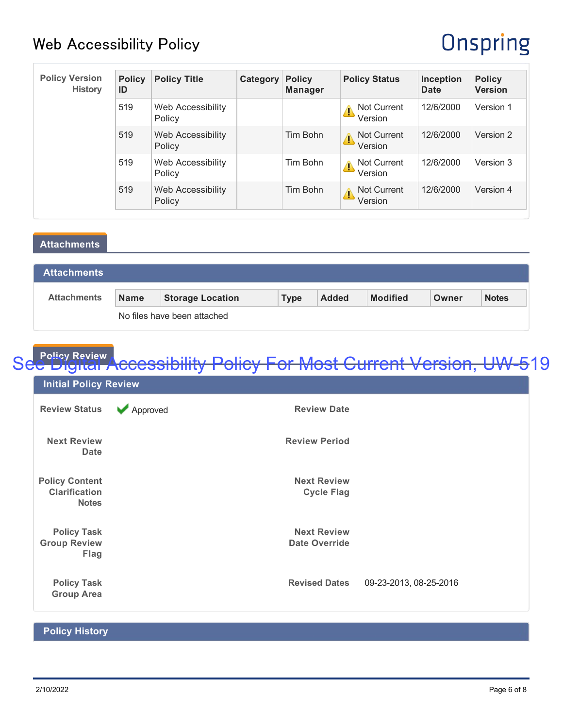**Policy Version History**

| Policy ID | Policy Title | Category | Policy Manager | Policy Status | Inception Date | Policy Version |
|---|---|---|---|---|---|---|
| 519 | Web Accessibility Policy | | | ⚠ Not Current Version | 12/6/2000 | Version 1 |
| 519 | Web Accessibility Policy | | Tim Bohn | ⚠ Not Current Version | 12/6/2000 | Version 2 |
| 519 | Web Accessibility Policy | | Tim Bohn | ⚠ Not Current Version | 12/6/2000 | Version 3 |
| 519 | Web Accessibility Policy | | Tim Bohn | ⚠ Not Current Version | 12/6/2000 | Version 4 |

## Attachments

### Attachments

**Attachments**

| Name | Storage Location | Type | Added | Modified | Owner | Notes |
|---|---|---|---|---|---|---|

No files have been attached

## Policy Review

See Digital Accessibility Policy For Most Current Version, UW-519

### Initial Policy Review

**Review Status:** ✔ Approved

**Review Date:**

**Next Review Date:**

**Review Period:**

**Policy Content Clarification Notes:**

**Next Review Cycle Flag:**

**Policy Task Group Review Flag:**

**Next Review Date Override:**

**Policy Task Group Area:**

**Revised Dates:** 09-23-2013, 08-25-2016

### Policy History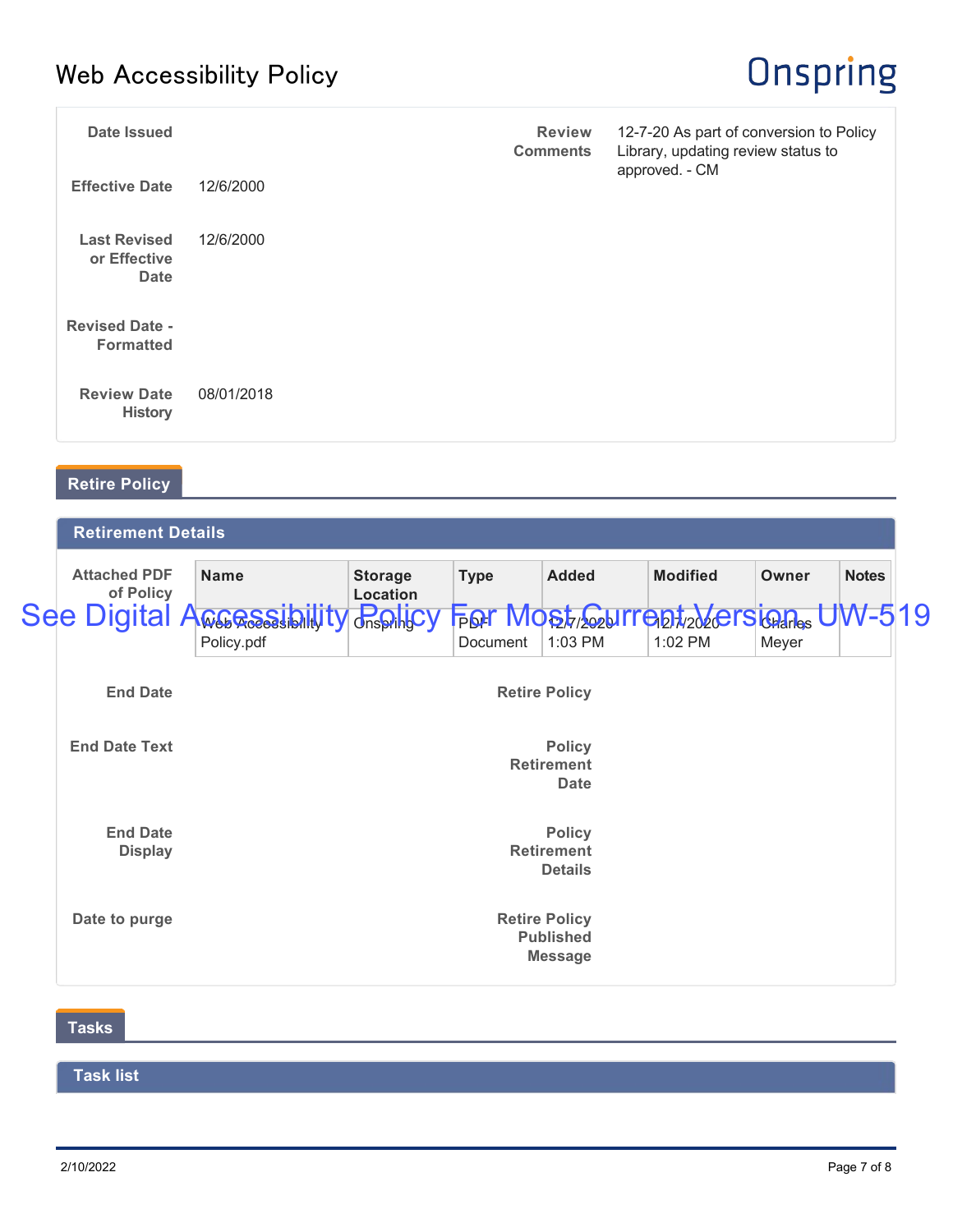**Date Issued**

**Effective Date** 12/6/2000

**Last Revised or Effective Date** 12/6/2000

**Revised Date - Formatted**

**Review Date History** 08/01/2018

**Review Comments** 12-7-20 As part of conversion to Policy Library, updating review status to approved. - CM

## Retire Policy

### Retirement Details

**Attached PDF of Policy**

| Name | Storage Location | Type | Added | Modified | Owner | Notes |
|---|---|---|---|---|---|---|
| Web Accessibility Policy.pdf | Onspring | PDF Document | 12/7/2020 1:03 PM | 12/7/2020 1:02 PM | Charles Meyer | |

See Digital Accessibility Policy For Most Current Version, UW-519

**End Date**

**End Date Text**

**End Date Display**

**Date to purge**

**Retire Policy**

**Policy Retirement Date**

**Policy Retirement Details**

**Retire Policy Published Message**

## Tasks

### Task list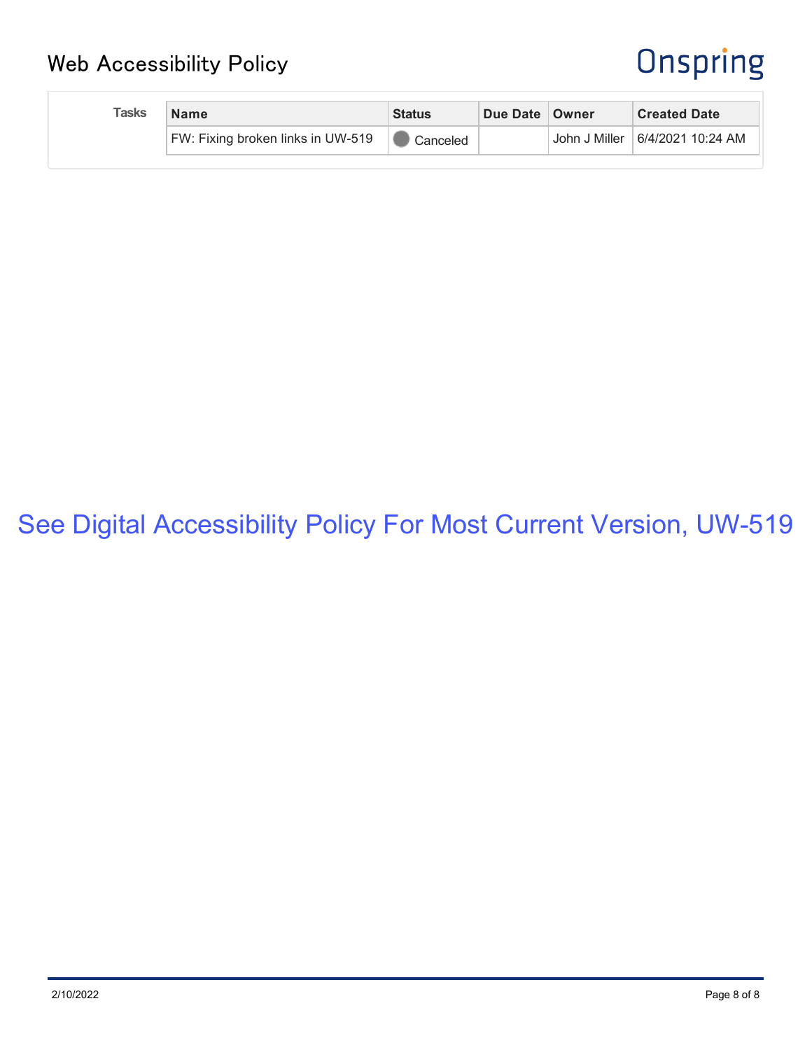**Tasks**

| Name | Status | Due Date | Owner | Created Date |
|---|---|---|---|---|
| FW: Fixing broken links in UW-519 | Canceled | | John J Miller | 6/4/2021 10:24 AM |

See Digital Accessibility Policy For Most Current Version, UW-519